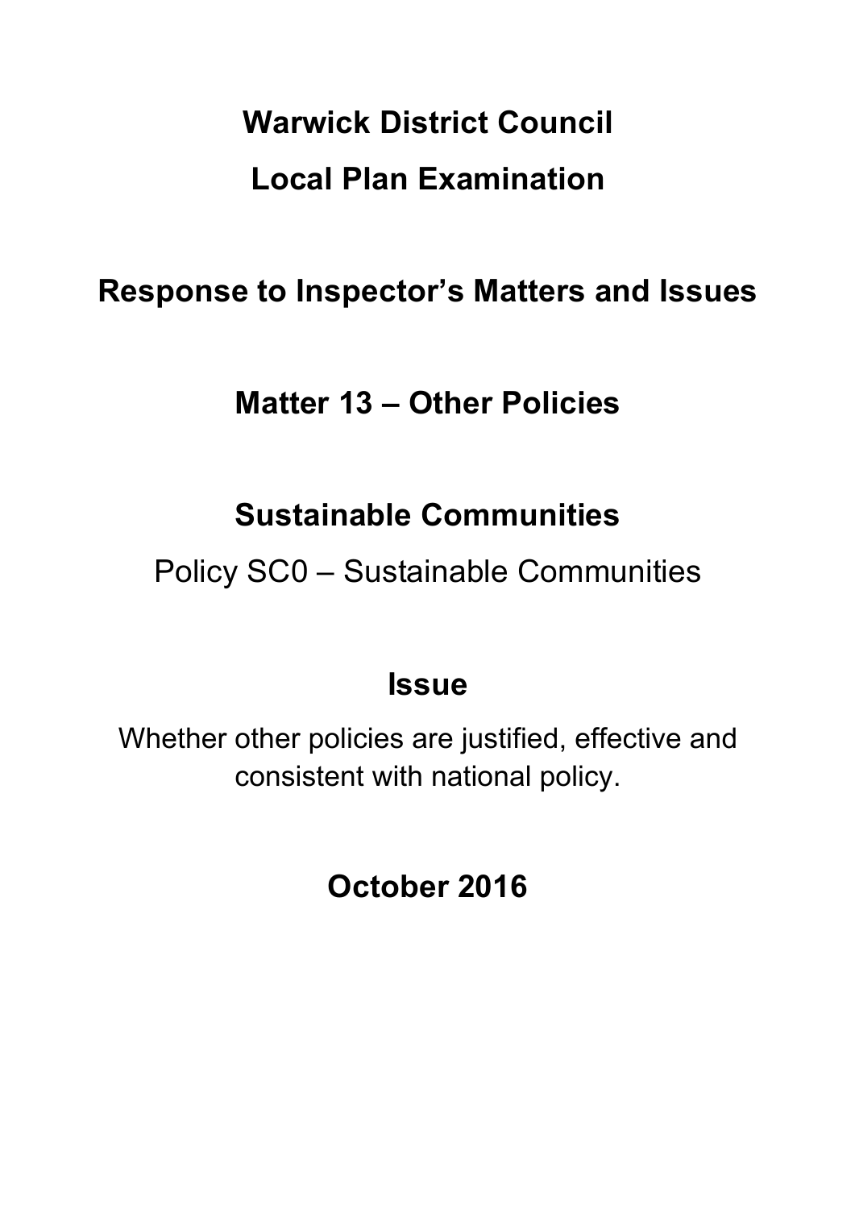# Warwick District Council

# Local Plan Examination

## Response to Inspector's Matters and Issues

## Matter 13 – Other Policies

## Sustainable Communities

Policy SC0 – Sustainable Communities

## Issue

Whether other policies are justified, effective and consistent with national policy.

## October 2016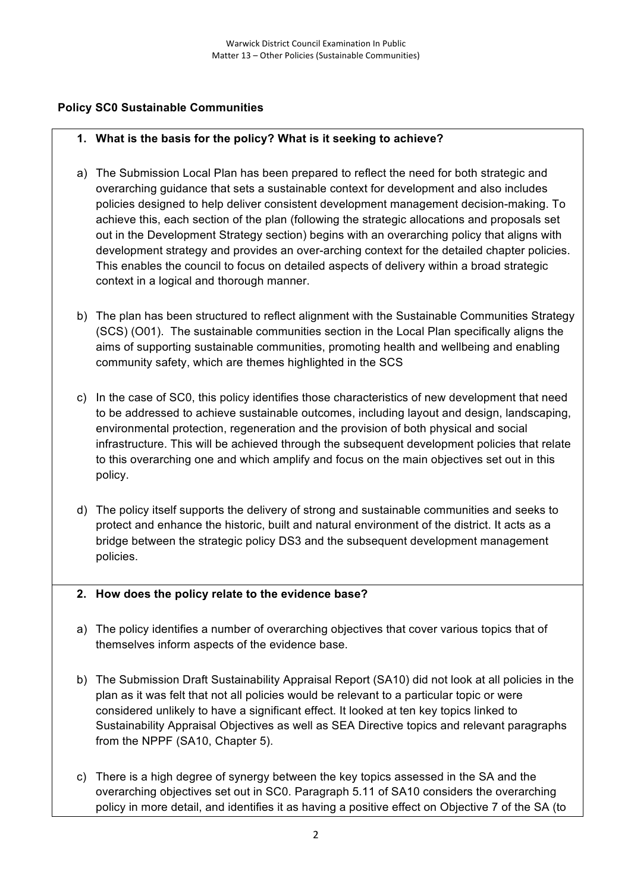**Policy SC0 Sustainable Communities**

**1. What is the basis for the policy? What is it seeking to achieve?**

a) The Submission Local Plan has been prepared to reflect the need for both strategic and overarching guidance that sets a sustainable context for development and also includes policies designed to help deliver consistent development management decision-making. To achieve this, each section of the plan (following the strategic allocations and proposals set out in the Development Strategy section) begins with an overarching policy that aligns with development strategy and provides an over-arching context for the detailed chapter policies. This enables the council to focus on detailed aspects of delivery within a broad strategic context in a logical and thorough manner.

b) The plan has been structured to reflect alignment with the Sustainable Communities Strategy (SCS) (O01). The sustainable communities section in the Local Plan specifically aligns the aims of supporting sustainable communities, promoting health and wellbeing and enabling community safety, which are themes highlighted in the SCS

c) In the case of SC0, this policy identifies those characteristics of new development that need to be addressed to achieve sustainable outcomes, including layout and design, landscaping, environmental protection, regeneration and the provision of both physical and social infrastructure. This will be achieved through the subsequent development policies that relate to this overarching one and which amplify and focus on the main objectives set out in this policy.

d) The policy itself supports the delivery of strong and sustainable communities and seeks to protect and enhance the historic, built and natural environment of the district. It acts as a bridge between the strategic policy DS3 and the subsequent development management policies.

**2. How does the policy relate to the evidence base?**

a) The policy identifies a number of overarching objectives that cover various topics that of themselves inform aspects of the evidence base.

b) The Submission Draft Sustainability Appraisal Report (SA10) did not look at all policies in the plan as it was felt that not all policies would be relevant to a particular topic or were considered unlikely to have a significant effect. It looked at ten key topics linked to Sustainability Appraisal Objectives as well as SEA Directive topics and relevant paragraphs from the NPPF (SA10, Chapter 5).

c) There is a high degree of synergy between the key topics assessed in the SA and the overarching objectives set out in SC0. Paragraph 5.11 of SA10 considers the overarching policy in more detail, and identifies it as having a positive effect on Objective 7 of the SA (to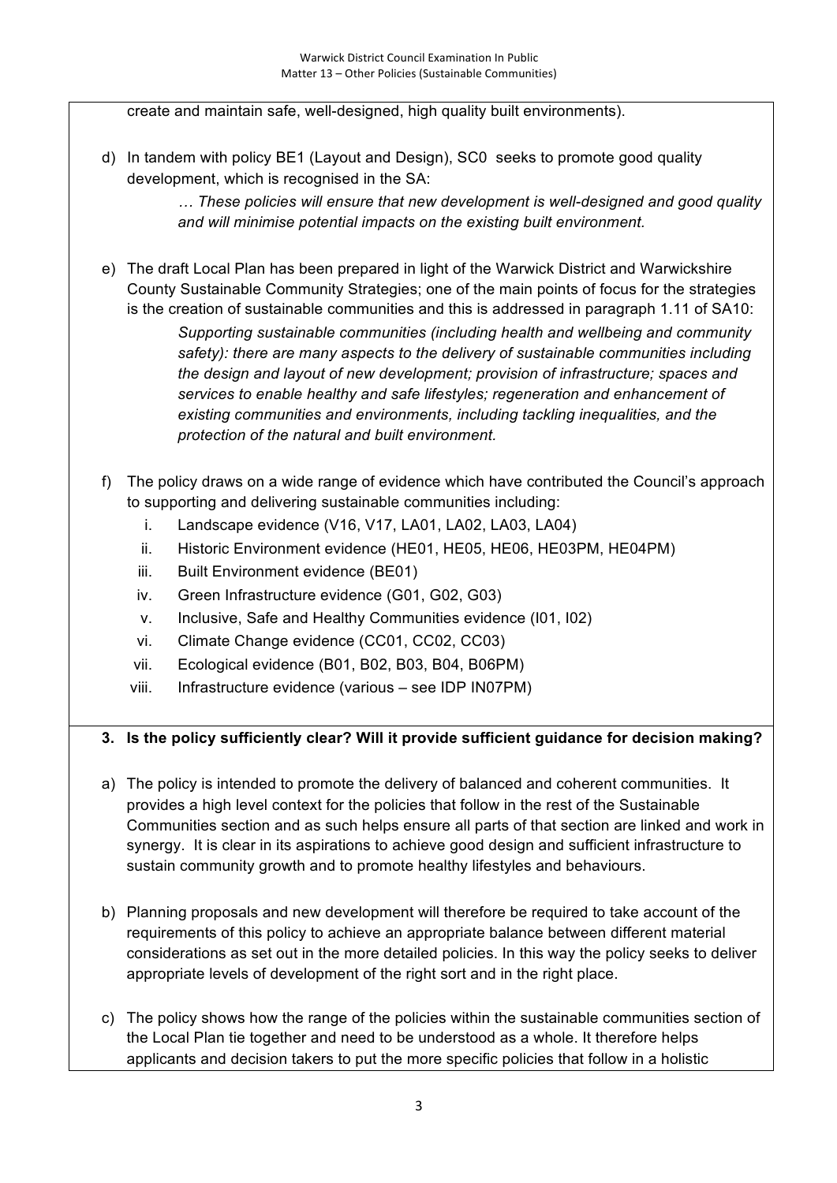create and maintain safe, well-designed, high quality built environments).

d) In tandem with policy BE1 (Layout and Design), SC0 seeks to promote good quality development, which is recognised in the SA:

> *… These policies will ensure that new development is well-designed and good quality and will minimise potential impacts on the existing built environment.*

e) The draft Local Plan has been prepared in light of the Warwick District and Warwickshire County Sustainable Community Strategies; one of the main points of focus for the strategies is the creation of sustainable communities and this is addressed in paragraph 1.11 of SA10:

> *Supporting sustainable communities (including health and wellbeing and community safety): there are many aspects to the delivery of sustainable communities including the design and layout of new development; provision of infrastructure; spaces and services to enable healthy and safe lifestyles; regeneration and enhancement of existing communities and environments, including tackling inequalities, and the protection of the natural and built environment.*

f) The policy draws on a wide range of evidence which have contributed the Council's approach to supporting and delivering sustainable communities including:

   i. Landscape evidence (V16, V17, LA01, LA02, LA03, LA04)
   ii. Historic Environment evidence (HE01, HE05, HE06, HE03PM, HE04PM)
   iii. Built Environment evidence (BE01)
   iv. Green Infrastructure evidence (G01, G02, G03)
   v. Inclusive, Safe and Healthy Communities evidence (I01, I02)
   vi. Climate Change evidence (CC01, CC02, CC03)
   vii. Ecological evidence (B01, B02, B03, B04, B06PM)
   viii. Infrastructure evidence (various – see IDP IN07PM)

**3. Is the policy sufficiently clear? Will it provide sufficient guidance for decision making?**

a) The policy is intended to promote the delivery of balanced and coherent communities. It provides a high level context for the policies that follow in the rest of the Sustainable Communities section and as such helps ensure all parts of that section are linked and work in synergy. It is clear in its aspirations to achieve good design and sufficient infrastructure to sustain community growth and to promote healthy lifestyles and behaviours.

b) Planning proposals and new development will therefore be required to take account of the requirements of this policy to achieve an appropriate balance between different material considerations as set out in the more detailed policies. In this way the policy seeks to deliver appropriate levels of development of the right sort and in the right place.

c) The policy shows how the range of the policies within the sustainable communities section of the Local Plan tie together and need to be understood as a whole. It therefore helps applicants and decision takers to put the more specific policies that follow in a holistic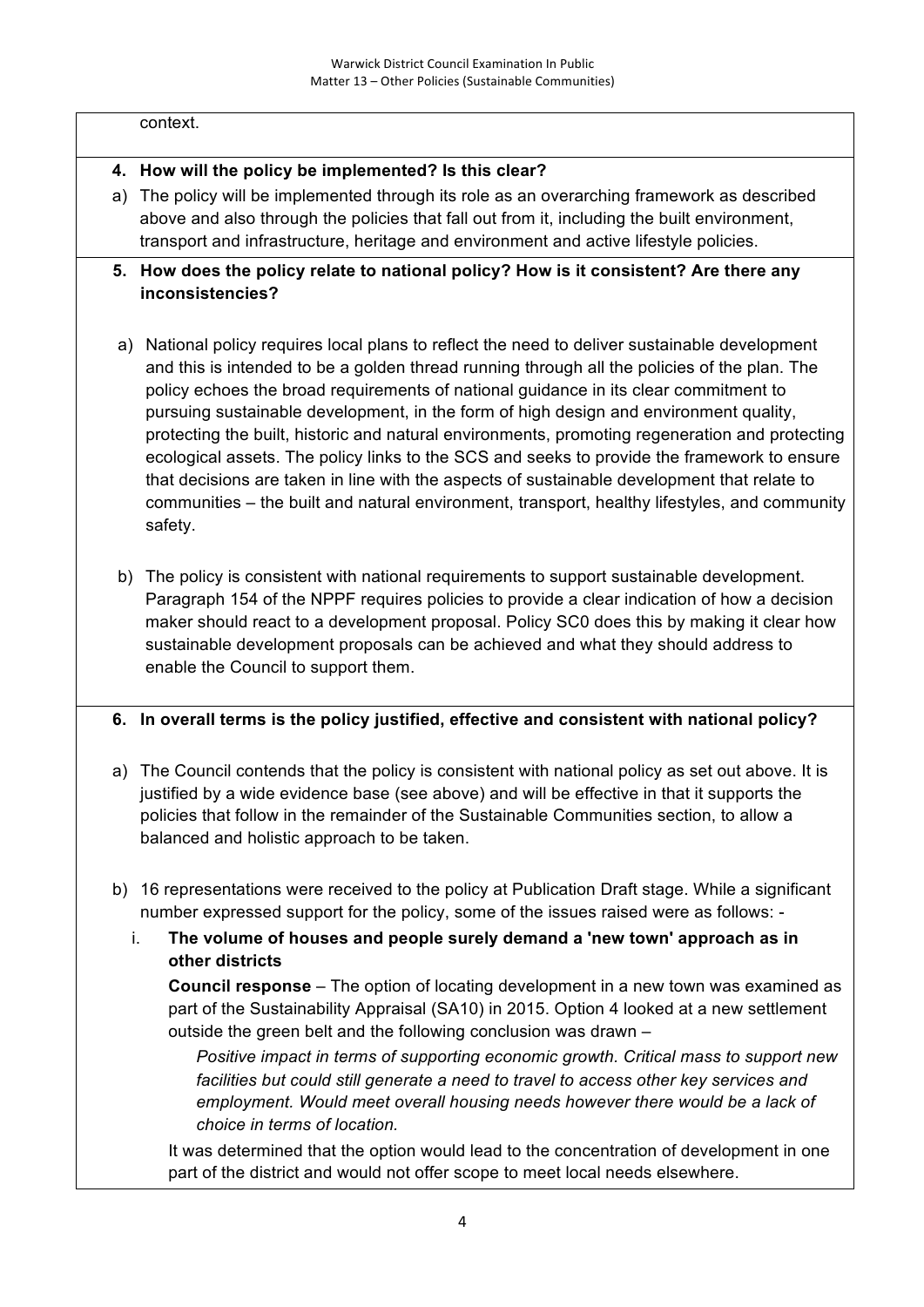context.

**4. How will the policy be implemented? Is this clear?**

a) The policy will be implemented through its role as an overarching framework as described above and also through the policies that fall out from it, including the built environment, transport and infrastructure, heritage and environment and active lifestyle policies.

**5. How does the policy relate to national policy? How is it consistent? Are there any inconsistencies?**

a) National policy requires local plans to reflect the need to deliver sustainable development and this is intended to be a golden thread running through all the policies of the plan. The policy echoes the broad requirements of national guidance in its clear commitment to pursuing sustainable development, in the form of high design and environment quality, protecting the built, historic and natural environments, promoting regeneration and protecting ecological assets. The policy links to the SCS and seeks to provide the framework to ensure that decisions are taken in line with the aspects of sustainable development that relate to communities – the built and natural environment, transport, healthy lifestyles, and community safety.

b) The policy is consistent with national requirements to support sustainable development. Paragraph 154 of the NPPF requires policies to provide a clear indication of how a decision maker should react to a development proposal. Policy SC0 does this by making it clear how sustainable development proposals can be achieved and what they should address to enable the Council to support them.

**6. In overall terms is the policy justified, effective and consistent with national policy?**

a) The Council contends that the policy is consistent with national policy as set out above. It is justified by a wide evidence base (see above) and will be effective in that it supports the policies that follow in the remainder of the Sustainable Communities section, to allow a balanced and holistic approach to be taken.

b) 16 representations were received to the policy at Publication Draft stage. While a significant number expressed support for the policy, some of the issues raised were as follows: -

i. **The volume of houses and people surely demand a 'new town' approach as in other districts**

**Council response** – The option of locating development in a new town was examined as part of the Sustainability Appraisal (SA10) in 2015. Option 4 looked at a new settlement outside the green belt and the following conclusion was drawn –

*Positive impact in terms of supporting economic growth. Critical mass to support new facilities but could still generate a need to travel to access other key services and employment. Would meet overall housing needs however there would be a lack of choice in terms of location.*

It was determined that the option would lead to the concentration of development in one part of the district and would not offer scope to meet local needs elsewhere.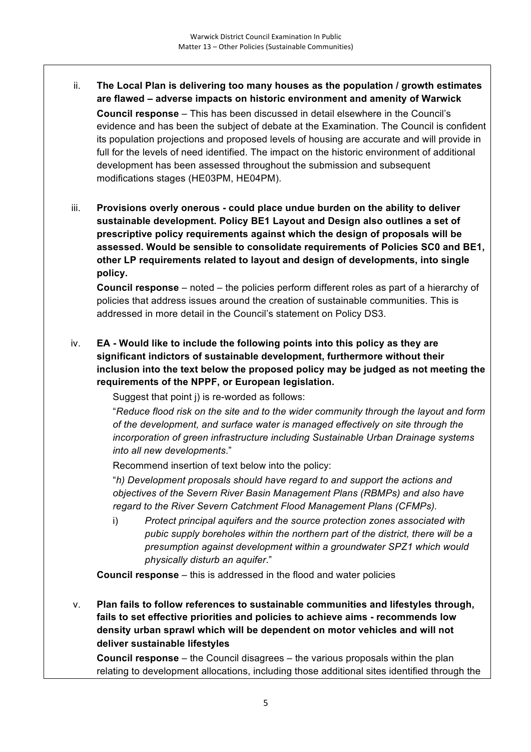ii. **The Local Plan is delivering too many houses as the population / growth estimates are flawed – adverse impacts on historic environment and amenity of Warwick**

   **Council response** – This has been discussed in detail elsewhere in the Council's evidence and has been the subject of debate at the Examination. The Council is confident its population projections and proposed levels of housing are accurate and will provide in full for the levels of need identified. The impact on the historic environment of additional development has been assessed throughout the submission and subsequent modifications stages (HE03PM, HE04PM).

iii. **Provisions overly onerous - could place undue burden on the ability to deliver sustainable development. Policy BE1 Layout and Design also outlines a set of prescriptive policy requirements against which the design of proposals will be assessed. Would be sensible to consolidate requirements of Policies SC0 and BE1, other LP requirements related to layout and design of developments, into single policy.**

   **Council response** – noted – the policies perform different roles as part of a hierarchy of policies that address issues around the creation of sustainable communities. This is addressed in more detail in the Council's statement on Policy DS3.

iv. **EA - Would like to include the following points into this policy as they are significant indictors of sustainable development, furthermore without their inclusion into the text below the proposed policy may be judged as not meeting the requirements of the NPPF, or European legislation.**

   Suggest that point j) is re-worded as follows:

   "*Reduce flood risk on the site and to the wider community through the layout and form of the development, and surface water is managed effectively on site through the incorporation of green infrastructure including Sustainable Urban Drainage systems into all new developments*."

   Recommend insertion of text below into the policy:

   "*h) Development proposals should have regard to and support the actions and objectives of the Severn River Basin Management Plans (RBMPs) and also have regard to the River Severn Catchment Flood Management Plans (CFMPs).*

   i) *Protect principal aquifers and the source protection zones associated with pubic supply boreholes within the northern part of the district, there will be a presumption against development within a groundwater SPZ1 which would physically disturb an aquifer*."

   **Council response** – this is addressed in the flood and water policies

v. **Plan fails to follow references to sustainable communities and lifestyles through, fails to set effective priorities and policies to achieve aims - recommends low density urban sprawl which will be dependent on motor vehicles and will not deliver sustainable lifestyles**

   **Council response** – the Council disagrees – the various proposals within the plan relating to development allocations, including those additional sites identified through the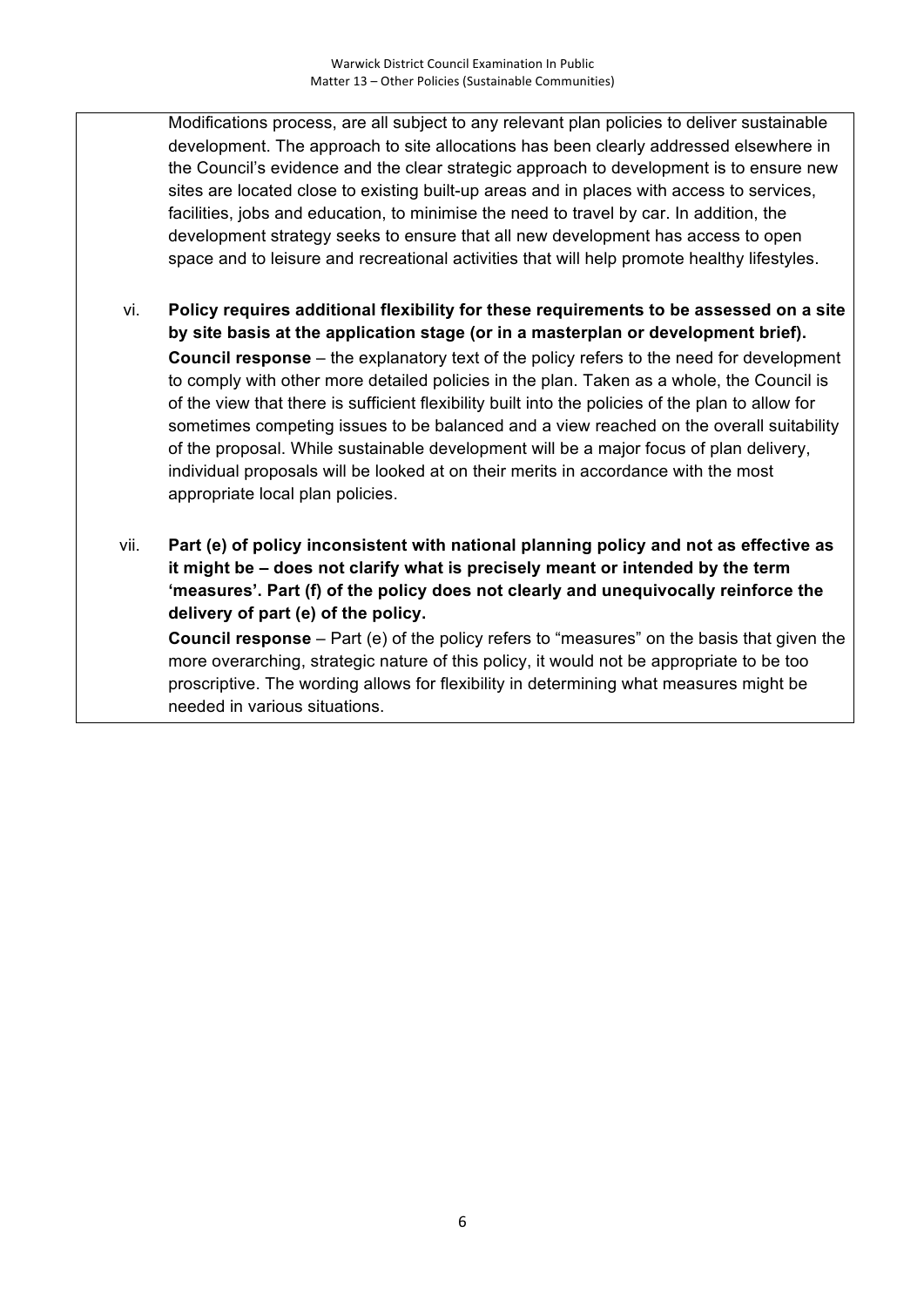Modifications process, are all subject to any relevant plan policies to deliver sustainable development. The approach to site allocations has been clearly addressed elsewhere in the Council's evidence and the clear strategic approach to development is to ensure new sites are located close to existing built-up areas and in places with access to services, facilities, jobs and education, to minimise the need to travel by car. In addition, the development strategy seeks to ensure that all new development has access to open space and to leisure and recreational activities that will help promote healthy lifestyles.

vi. **Policy requires additional flexibility for these requirements to be assessed on a site by site basis at the application stage (or in a masterplan or development brief).**

**Council response** – the explanatory text of the policy refers to the need for development to comply with other more detailed policies in the plan. Taken as a whole, the Council is of the view that there is sufficient flexibility built into the policies of the plan to allow for sometimes competing issues to be balanced and a view reached on the overall suitability of the proposal. While sustainable development will be a major focus of plan delivery, individual proposals will be looked at on their merits in accordance with the most appropriate local plan policies.

vii. **Part (e) of policy inconsistent with national planning policy and not as effective as it might be – does not clarify what is precisely meant or intended by the term 'measures'. Part (f) of the policy does not clearly and unequivocally reinforce the delivery of part (e) of the policy.**

**Council response** – Part (e) of the policy refers to "measures" on the basis that given the more overarching, strategic nature of this policy, it would not be appropriate to be too proscriptive. The wording allows for flexibility in determining what measures might be needed in various situations.